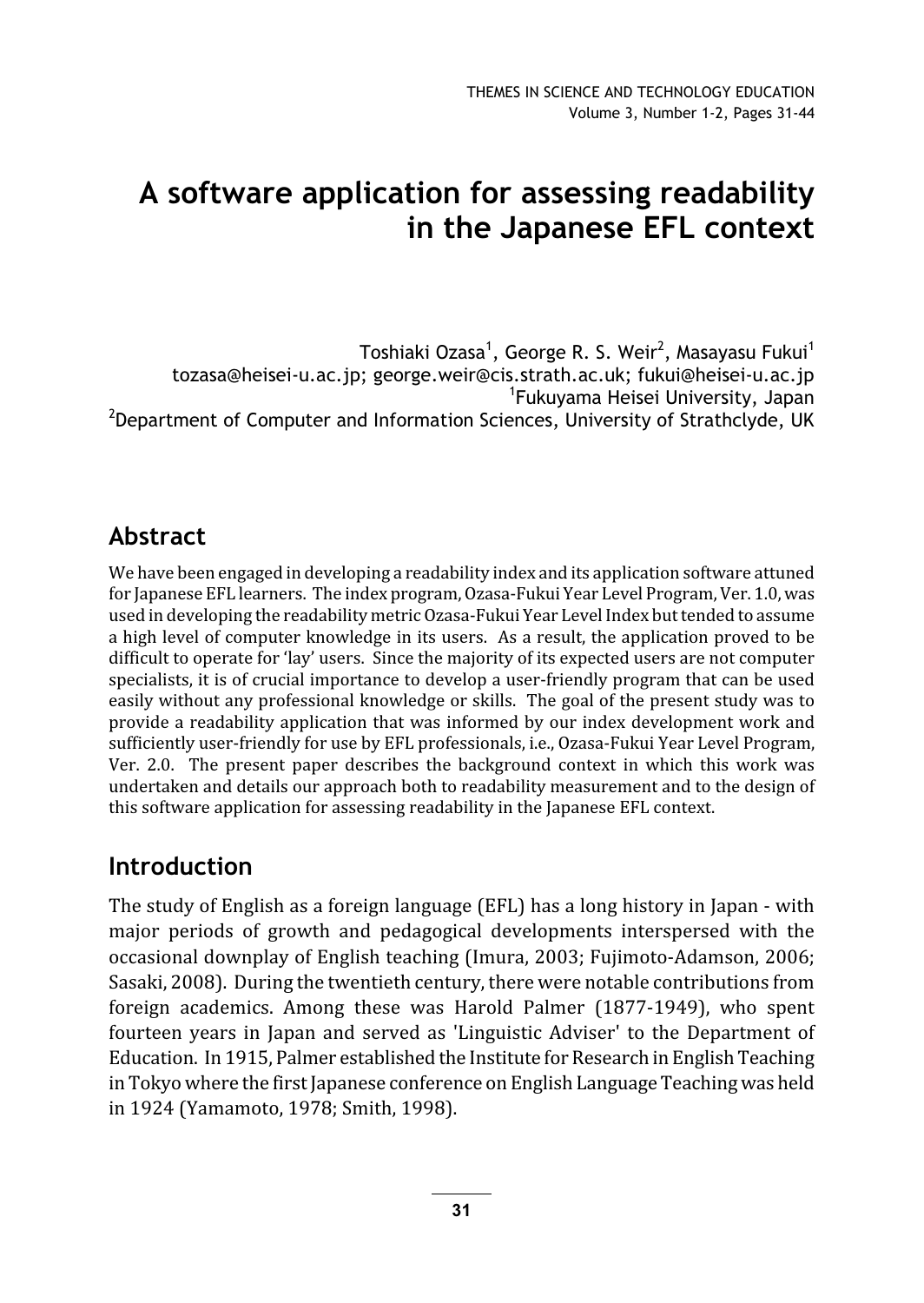# A software application for assessing readability in the Japanese EFL context

Toshiaki Ozasa[1], George R. S. Weir[2], Masayasu Fukui[1]
tozasa@heisei-u.ac.jp; george.weir@cis.strath.ac.uk; fukui@heisei-u.ac.jp
[1]Fukuyama Heisei University, Japan
[2]Department of Computer and Information Sciences, University of Strathclyde, UK

## Abstract

We have been engaged in developing a readability index and its application software attuned for Japanese EFL learners. The index program, Ozasa-Fukui Year Level Program, Ver. 1.0, was used in developing the readability metric Ozasa-Fukui Year Level Index but tended to assume a high level of computer knowledge in its users. As a result, the application proved to be difficult to operate for 'lay' users. Since the majority of its expected users are not computer specialists, it is of crucial importance to develop a user-friendly program that can be used easily without any professional knowledge or skills. The goal of the present study was to provide a readability application that was informed by our index development work and sufficiently user-friendly for use by EFL professionals, i.e., Ozasa-Fukui Year Level Program, Ver. 2.0. The present paper describes the background context in which this work was undertaken and details our approach both to readability measurement and to the design of this software application for assessing readability in the Japanese EFL context.

## Introduction

The study of English as a foreign language (EFL) has a long history in Japan - with major periods of growth and pedagogical developments interspersed with the occasional downplay of English teaching (Imura, 2003; Fujimoto-Adamson, 2006; Sasaki, 2008). During the twentieth century, there were notable contributions from foreign academics. Among these was Harold Palmer (1877-1949), who spent fourteen years in Japan and served as 'Linguistic Adviser' to the Department of Education. In 1915, Palmer established the Institute for Research in English Teaching in Tokyo where the first Japanese conference on English Language Teaching was held in 1924 (Yamamoto, 1978; Smith, 1998).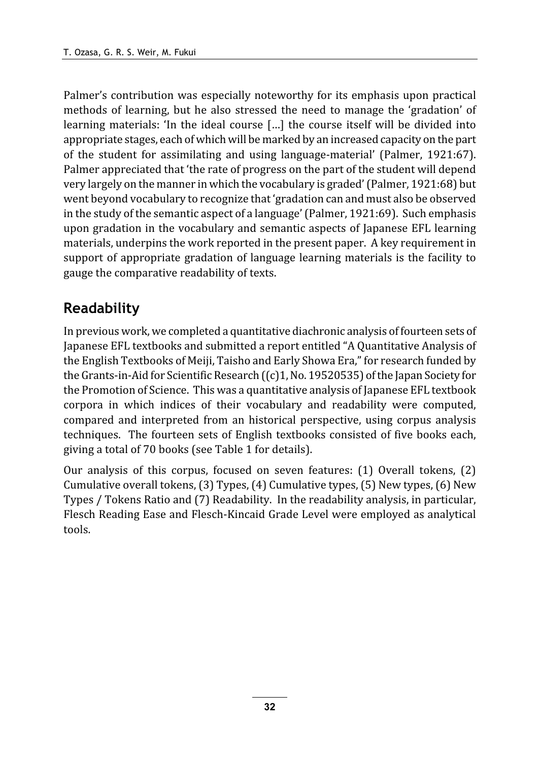Palmer's contribution was especially noteworthy for its emphasis upon practical methods of learning, but he also stressed the need to manage the 'gradation' of learning materials: 'In the ideal course [...] the course itself will be divided into appropriate stages, each of which will be marked by an increased capacity on the part of the student for assimilating and using language-material' (Palmer, 1921:67). Palmer appreciated that 'the rate of progress on the part of the student will depend very largely on the manner in which the vocabulary is graded' (Palmer, 1921:68) but went beyond vocabulary to recognize that 'gradation can and must also be observed in the study of the semantic aspect of a language' (Palmer, 1921:69). Such emphasis upon gradation in the vocabulary and semantic aspects of Japanese EFL learning materials, underpins the work reported in the present paper. A key requirement in support of appropriate gradation of language learning materials is the facility to gauge the comparative readability of texts.

## Readability

In previous work, we completed a quantitative diachronic analysis of fourteen sets of Japanese EFL textbooks and submitted a report entitled "A Quantitative Analysis of the English Textbooks of Meiji, Taisho and Early Showa Era," for research funded by the Grants-in-Aid for Scientific Research ((c)1, No. 19520535) of the Japan Society for the Promotion of Science. This was a quantitative analysis of Japanese EFL textbook corpora in which indices of their vocabulary and readability were computed, compared and interpreted from an historical perspective, using corpus analysis techniques. The fourteen sets of English textbooks consisted of five books each, giving a total of 70 books (see Table 1 for details).

Our analysis of this corpus, focused on seven features: (1) Overall tokens, (2) Cumulative overall tokens, (3) Types, (4) Cumulative types, (5) New types, (6) New Types / Tokens Ratio and (7) Readability. In the readability analysis, in particular, Flesch Reading Ease and Flesch-Kincaid Grade Level were employed as analytical tools.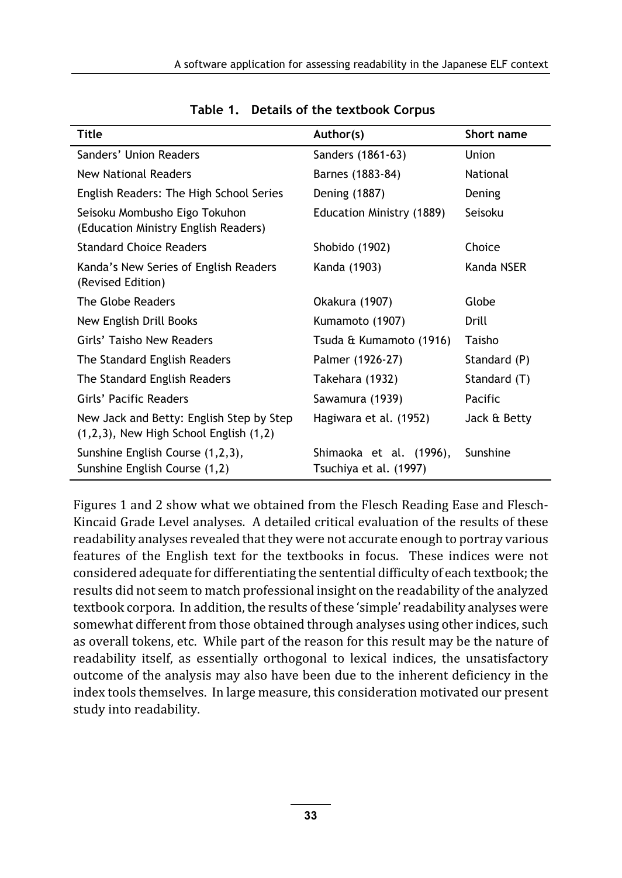**Table 1. Details of the textbook Corpus**

| Title | Author(s) | Short name |
| --- | --- | --- |
| Sanders' Union Readers | Sanders (1861-63) | Union |
| New National Readers | Barnes (1883-84) | National |
| English Readers: The High School Series | Dening (1887) | Dening |
| Seisoku Mombusho Eigo Tokuhon (Education Ministry English Readers) | Education Ministry (1889) | Seisoku |
| Standard Choice Readers | Shobido (1902) | Choice |
| Kanda's New Series of English Readers (Revised Edition) | Kanda (1903) | Kanda NSER |
| The Globe Readers | Okakura (1907) | Globe |
| New English Drill Books | Kumamoto (1907) | Drill |
| Girls' Taisho New Readers | Tsuda & Kumamoto (1916) | Taisho |
| The Standard English Readers | Palmer (1926-27) | Standard (P) |
| The Standard English Readers | Takehara (1932) | Standard (T) |
| Girls' Pacific Readers | Sawamura (1939) | Pacific |
| New Jack and Betty: English Step by Step (1,2,3), New High School English (1,2) | Hagiwara et al. (1952) | Jack & Betty |
| Sunshine English Course (1,2,3), Sunshine English Course (1,2) | Shimaoka et al. (1996), Tsuchiya et al. (1997) | Sunshine |

Figures 1 and 2 show what we obtained from the Flesch Reading Ease and Flesch-Kincaid Grade Level analyses. A detailed critical evaluation of the results of these readability analyses revealed that they were not accurate enough to portray various features of the English text for the textbooks in focus. These indices were not considered adequate for differentiating the sentential difficulty of each textbook; the results did not seem to match professional insight on the readability of the analyzed textbook corpora. In addition, the results of these 'simple' readability analyses were somewhat different from those obtained through analyses using other indices, such as overall tokens, etc. While part of the reason for this result may be the nature of readability itself, as essentially orthogonal to lexical indices, the unsatisfactory outcome of the analysis may also have been due to the inherent deficiency in the index tools themselves. In large measure, this consideration motivated our present study into readability.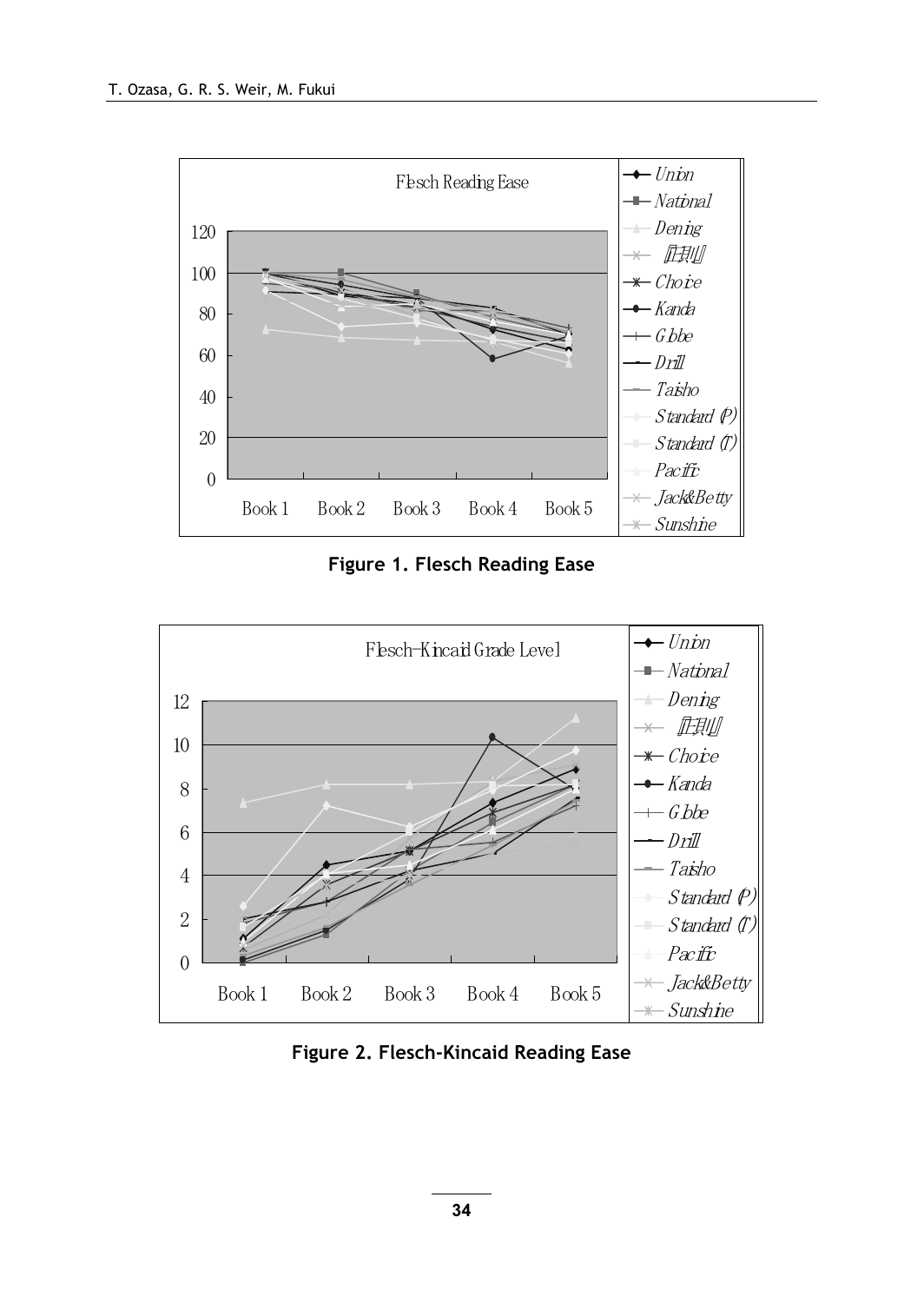Figure 1. Flesch Reading Ease

Figure 2. Flesch-Kincaid Reading Ease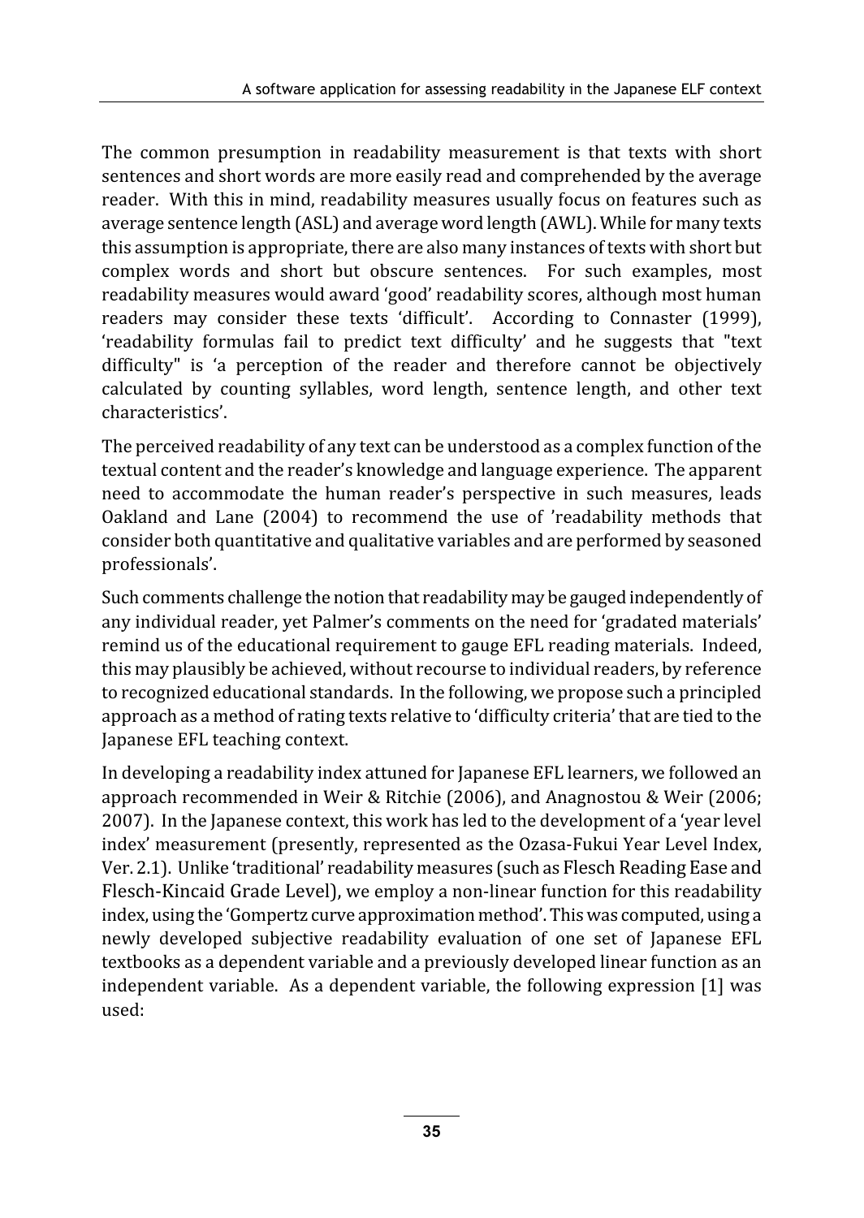The common presumption in readability measurement is that texts with short sentences and short words are more easily read and comprehended by the average reader. With this in mind, readability measures usually focus on features such as average sentence length (ASL) and average word length (AWL). While for many texts this assumption is appropriate, there are also many instances of texts with short but complex words and short but obscure sentences. For such examples, most readability measures would award 'good' readability scores, although most human readers may consider these texts 'difficult'. According to Connaster (1999), 'readability formulas fail to predict text difficulty' and he suggests that "text difficulty" is 'a perception of the reader and therefore cannot be objectively calculated by counting syllables, word length, sentence length, and other text characteristics'.

The perceived readability of any text can be understood as a complex function of the textual content and the reader's knowledge and language experience. The apparent need to accommodate the human reader's perspective in such measures, leads Oakland and Lane (2004) to recommend the use of 'readability methods that consider both quantitative and qualitative variables and are performed by seasoned professionals'.

Such comments challenge the notion that readability may be gauged independently of any individual reader, yet Palmer's comments on the need for 'gradated materials' remind us of the educational requirement to gauge EFL reading materials. Indeed, this may plausibly be achieved, without recourse to individual readers, by reference to recognized educational standards. In the following, we propose such a principled approach as a method of rating texts relative to 'difficulty criteria' that are tied to the Japanese EFL teaching context.

In developing a readability index attuned for Japanese EFL learners, we followed an approach recommended in Weir & Ritchie (2006), and Anagnostou & Weir (2006; 2007). In the Japanese context, this work has led to the development of a 'year level index' measurement (presently, represented as the Ozasa-Fukui Year Level Index, Ver. 2.1). Unlike 'traditional' readability measures (such as Flesch Reading Ease and Flesch-Kincaid Grade Level), we employ a non-linear function for this readability index, using the 'Gompertz curve approximation method'. This was computed, using a newly developed subjective readability evaluation of one set of Japanese EFL textbooks as a dependent variable and a previously developed linear function as an independent variable. As a dependent variable, the following expression [1] was used: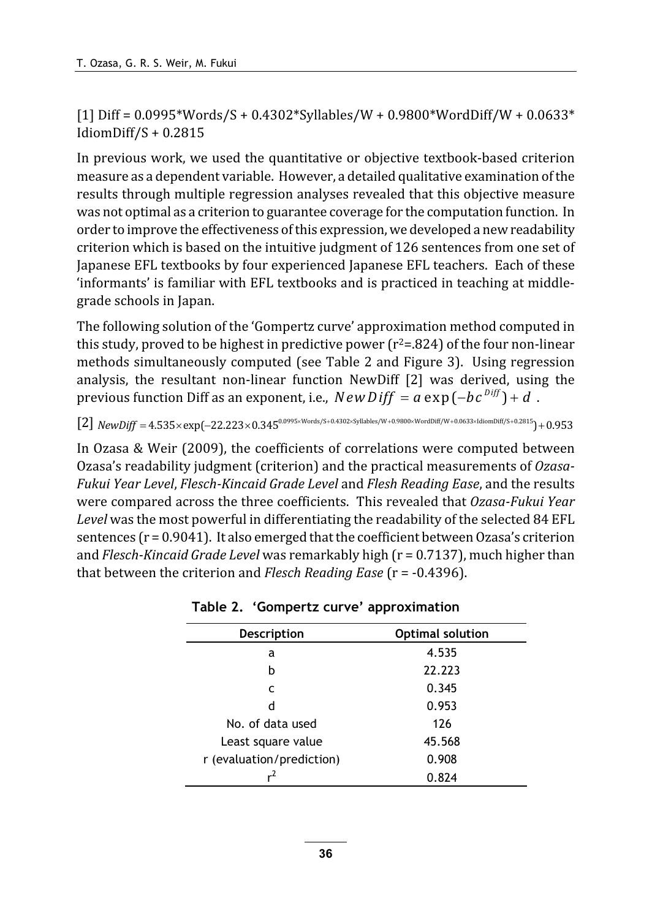[1] Diff = 0.0995*Words/S + 0.4302*Syllables/W + 0.9800*WordDiff/W + 0.0633* IdiomDiff/S + 0.2815

In previous work, we used the quantitative or objective textbook-based criterion measure as a dependent variable. However, a detailed qualitative examination of the results through multiple regression analyses revealed that this objective measure was not optimal as a criterion to guarantee coverage for the computation function. In order to improve the effectiveness of this expression, we developed a new readability criterion which is based on the intuitive judgment of 126 sentences from one set of Japanese EFL textbooks by four experienced Japanese EFL teachers. Each of these 'informants' is familiar with EFL textbooks and is practiced in teaching at middle-grade schools in Japan.

The following solution of the 'Gompertz curve' approximation method computed in this study, proved to be highest in predictive power ($r^2$=.824) of the four non-linear methods simultaneously computed (see Table 2 and Figure 3). Using regression analysis, the resultant non-linear function NewDiff [2] was derived, using the previous function Diff as an exponent, i.e., $NewDiff = a\exp(-bc^{Diff}) + d$ .

[2] $NewDiff = 4.535 \times \exp(-22.223 \times 0.345^{0.0995 \times \text{Words/S} + 0.4302 \times \text{Syllables/W} + 0.9800 \times \text{WordDiff/W} + 0.0633 \times \text{IdiomDiff/S} + 0.2815}) + 0.953$

In Ozasa & Weir (2009), the coefficients of correlations were computed between Ozasa's readability judgment (criterion) and the practical measurements of *Ozasa-Fukui Year Level*, *Flesch-Kincaid Grade Level* and *Flesh Reading Ease*, and the results were compared across the three coefficients. This revealed that *Ozasa-Fukui Year Level* was the most powerful in differentiating the readability of the selected 84 EFL sentences (r = 0.9041). It also emerged that the coefficient between Ozasa's criterion and *Flesch-Kincaid Grade Level* was remarkably high (r = 0.7137), much higher than that between the criterion and *Flesch Reading Ease* (r = -0.4396).

**Table 2. 'Gompertz curve' approximation**

| Description | Optimal solution |
|---|---|
| a | 4.535 |
| b | 22.223 |
| c | 0.345 |
| d | 0.953 |
| No. of data used | 126 |
| Least square value | 45.568 |
| r (evaluation/prediction) | 0.908 |
| $r^2$ | 0.824 |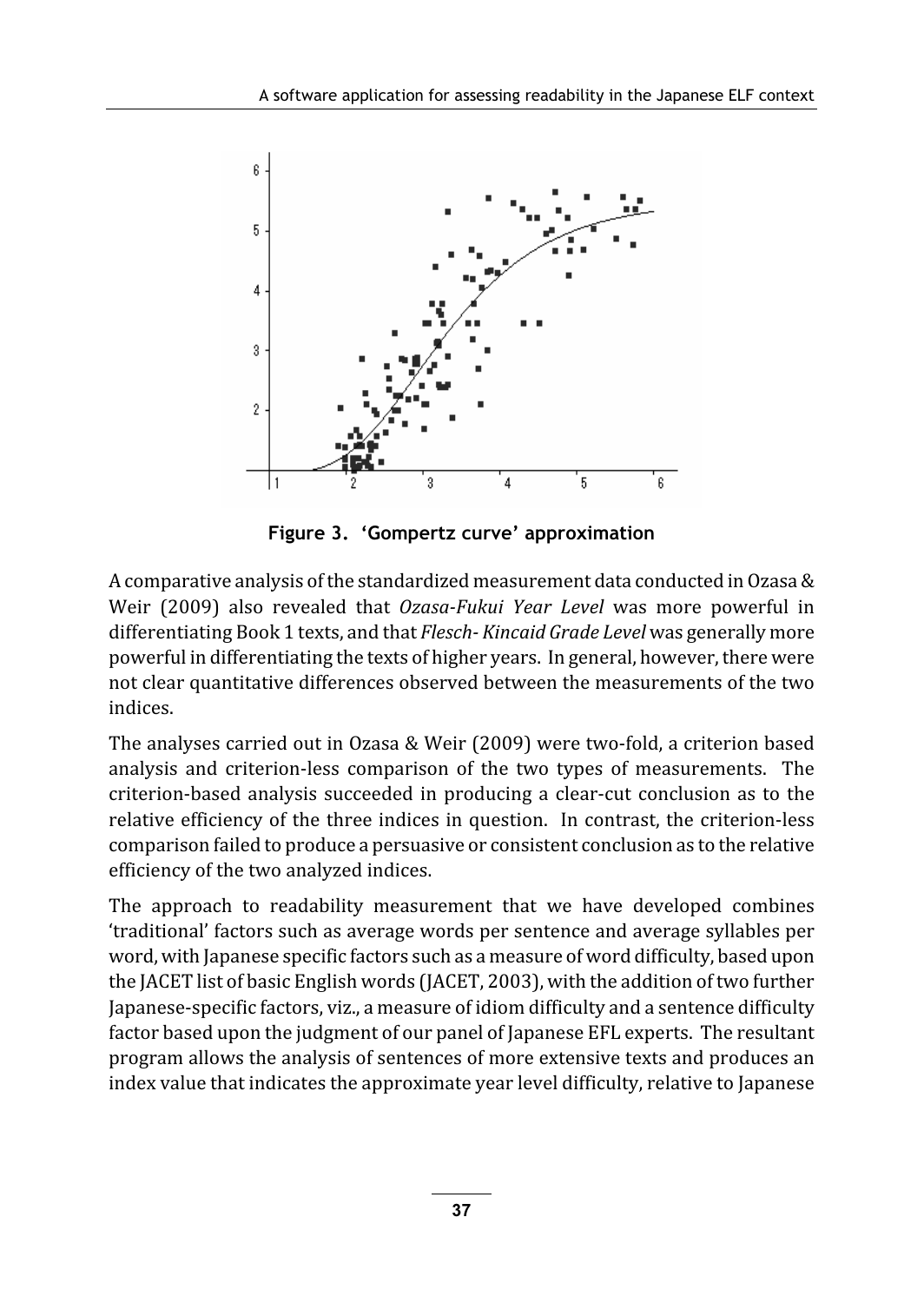**Figure 3. 'Gompertz curve' approximation**

A comparative analysis of the standardized measurement data conducted in Ozasa & Weir (2009) also revealed that *Ozasa-Fukui Year Level* was more powerful in differentiating Book 1 texts, and that *Flesch- Kincaid Grade Level* was generally more powerful in differentiating the texts of higher years. In general, however, there were not clear quantitative differences observed between the measurements of the two indices.

The analyses carried out in Ozasa & Weir (2009) were two-fold, a criterion based analysis and criterion-less comparison of the two types of measurements. The criterion-based analysis succeeded in producing a clear-cut conclusion as to the relative efficiency of the three indices in question. In contrast, the criterion-less comparison failed to produce a persuasive or consistent conclusion as to the relative efficiency of the two analyzed indices.

The approach to readability measurement that we have developed combines 'traditional' factors such as average words per sentence and average syllables per word, with Japanese specific factors such as a measure of word difficulty, based upon the JACET list of basic English words (JACET, 2003), with the addition of two further Japanese-specific factors, viz., a measure of idiom difficulty and a sentence difficulty factor based upon the judgment of our panel of Japanese EFL experts. The resultant program allows the analysis of sentences of more extensive texts and produces an index value that indicates the approximate year level difficulty, relative to Japanese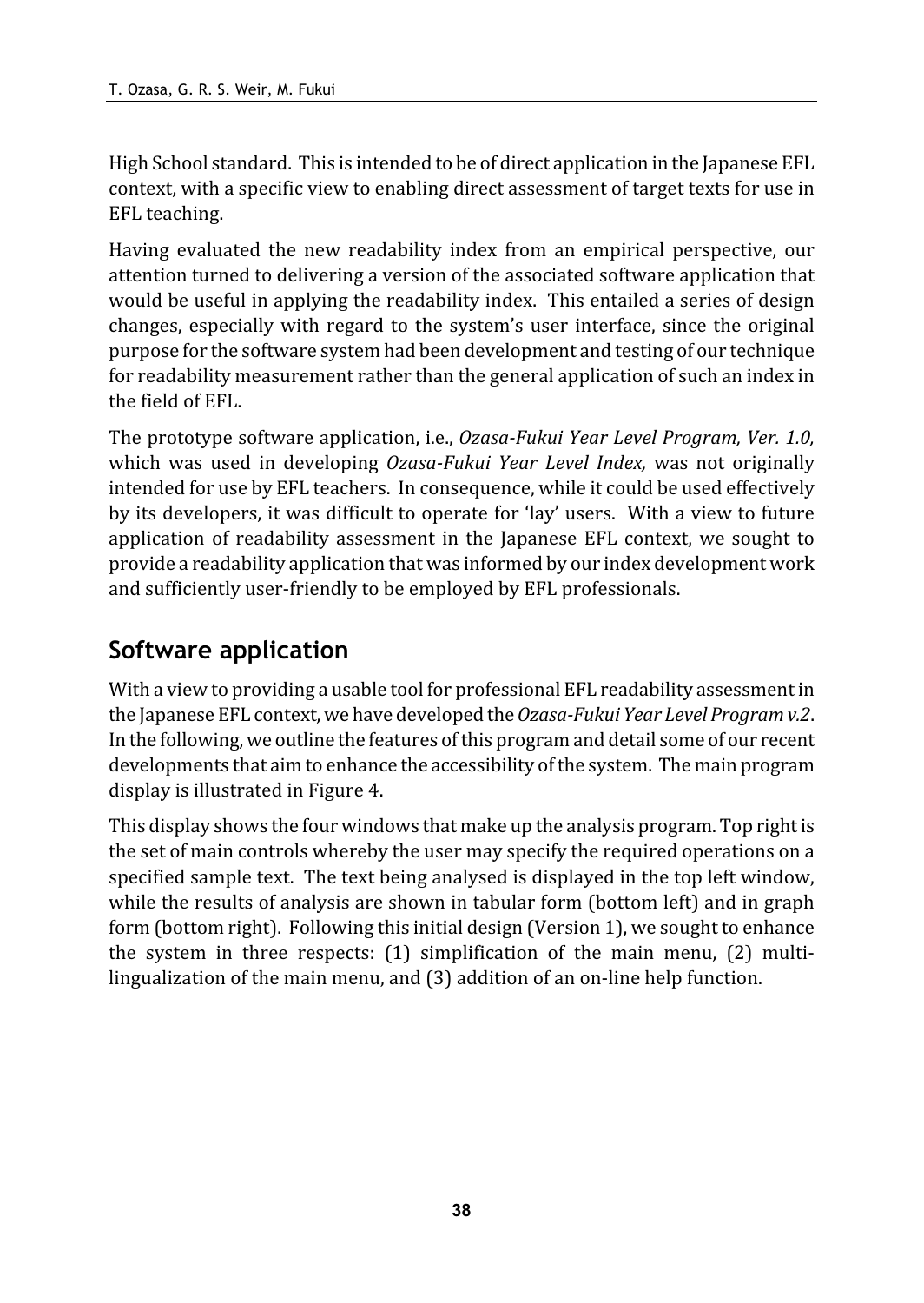High School standard. This is intended to be of direct application in the Japanese EFL context, with a specific view to enabling direct assessment of target texts for use in EFL teaching.

Having evaluated the new readability index from an empirical perspective, our attention turned to delivering a version of the associated software application that would be useful in applying the readability index. This entailed a series of design changes, especially with regard to the system's user interface, since the original purpose for the software system had been development and testing of our technique for readability measurement rather than the general application of such an index in the field of EFL.

The prototype software application, i.e., *Ozasa-Fukui Year Level Program, Ver. 1.0,* which was used in developing *Ozasa-Fukui Year Level Index,* was not originally intended for use by EFL teachers. In consequence, while it could be used effectively by its developers, it was difficult to operate for 'lay' users. With a view to future application of readability assessment in the Japanese EFL context, we sought to provide a readability application that was informed by our index development work and sufficiently user-friendly to be employed by EFL professionals.

## Software application

With a view to providing a usable tool for professional EFL readability assessment in the Japanese EFL context, we have developed the *Ozasa-Fukui Year Level Program v.2*. In the following, we outline the features of this program and detail some of our recent developments that aim to enhance the accessibility of the system. The main program display is illustrated in Figure 4.

This display shows the four windows that make up the analysis program. Top right is the set of main controls whereby the user may specify the required operations on a specified sample text. The text being analysed is displayed in the top left window, while the results of analysis are shown in tabular form (bottom left) and in graph form (bottom right). Following this initial design (Version 1), we sought to enhance the system in three respects: (1) simplification of the main menu, (2) multi-lingualization of the main menu, and (3) addition of an on-line help function.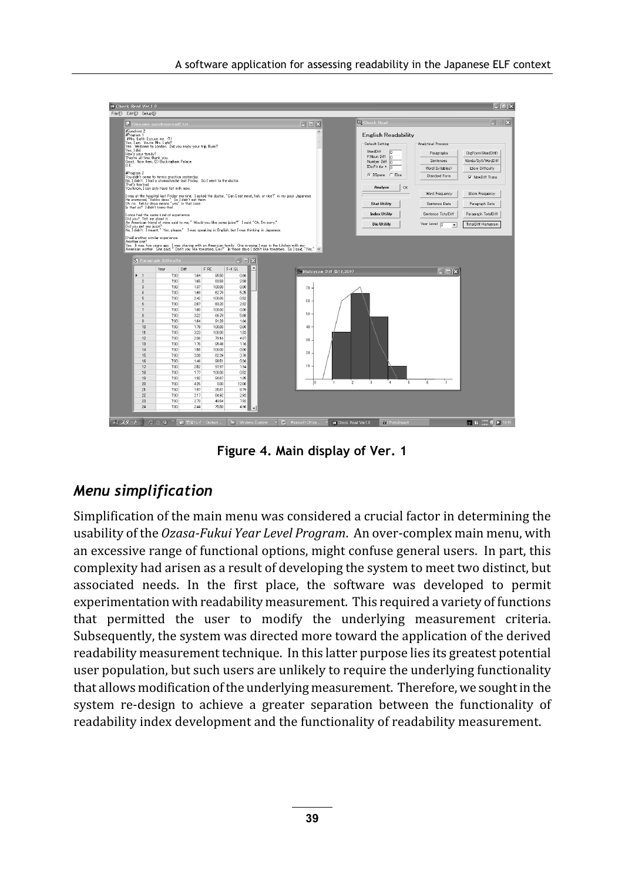**Figure 4. Main display of Ver. 1**

## *Menu simplification*

Simplification of the main menu was considered a crucial factor in determining the usability of the *Ozasa-Fukui Year Level Program*. An over-complex main menu, with an excessive range of functional options, might confuse general users. In part, this complexity had arisen as a result of developing the system to meet two distinct, but associated needs. In the first place, the software was developed to permit experimentation with readability measurement. This required a variety of functions that permitted the user to modify the underlying measurement criteria. Subsequently, the system was directed more toward the application of the derived readability measurement technique. In this latter purpose lies its greatest potential user population, but such users are unlikely to require the underlying functionality that allows modification of the underlying measurement. Therefore, we sought in the system re-design to achieve a greater separation between the functionality of readability index development and the functionality of readability measurement.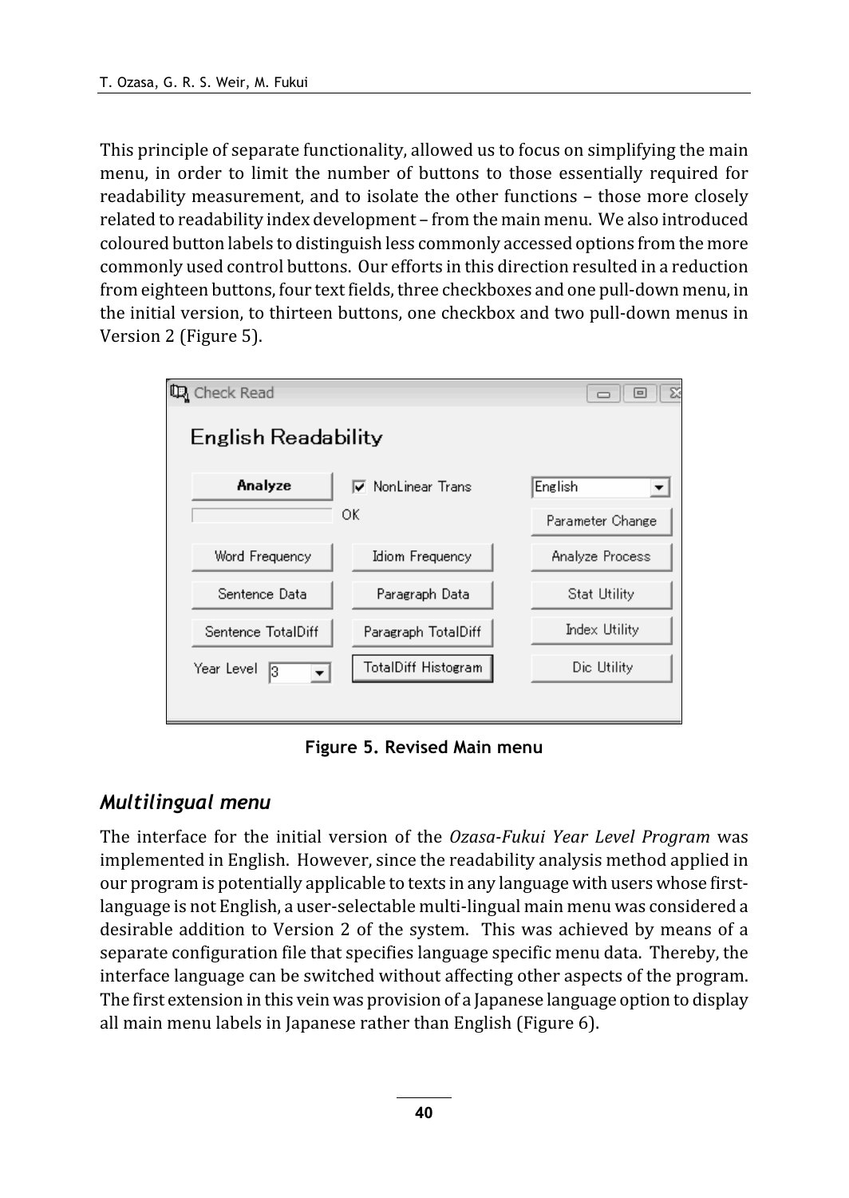This principle of separate functionality, allowed us to focus on simplifying the main menu, in order to limit the number of buttons to those essentially required for readability measurement, and to isolate the other functions – those more closely related to readability index development – from the main menu. We also introduced coloured button labels to distinguish less commonly accessed options from the more commonly used control buttons. Our efforts in this direction resulted in a reduction from eighteen buttons, four text fields, three checkboxes and one pull-down menu, in the initial version, to thirteen buttons, one checkbox and two pull-down menus in Version 2 (Figure 5).

**Figure 5. Revised Main menu**

## *Multilingual menu*

The interface for the initial version of the *Ozasa-Fukui Year Level Program* was implemented in English. However, since the readability analysis method applied in our program is potentially applicable to texts in any language with users whose first-language is not English, a user-selectable multi-lingual main menu was considered a desirable addition to Version 2 of the system. This was achieved by means of a separate configuration file that specifies language specific menu data. Thereby, the interface language can be switched without affecting other aspects of the program. The first extension in this vein was provision of a Japanese language option to display all main menu labels in Japanese rather than English (Figure 6).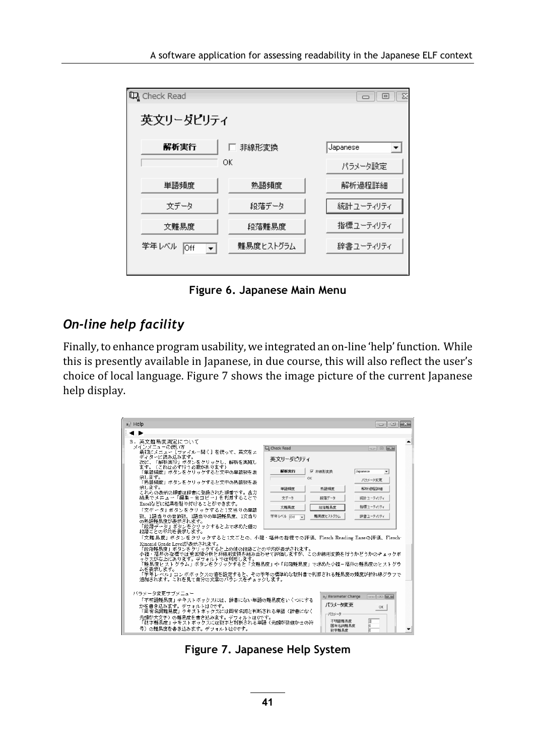Figure 6. Japanese Main Menu

## *On-line help facility*

Finally, to enhance program usability, we integrated an on-line 'help' function. While this is presently available in Japanese, in due course, this will also reflect the user's choice of local language. Figure 7 shows the image picture of the current Japanese help display.

Figure 7. Japanese Help System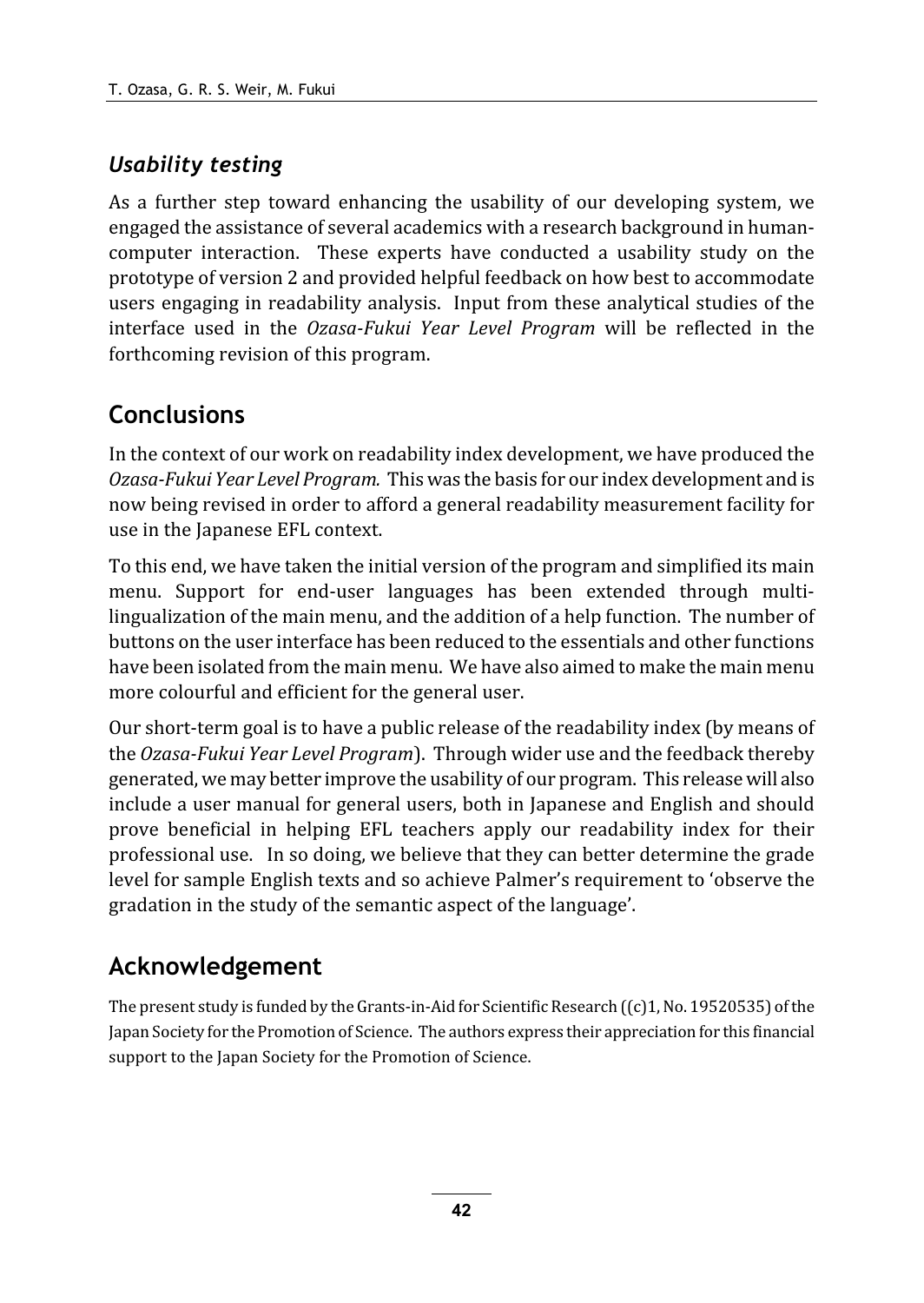### *Usability testing*

As a further step toward enhancing the usability of our developing system, we engaged the assistance of several academics with a research background in human-computer interaction. These experts have conducted a usability study on the prototype of version 2 and provided helpful feedback on how best to accommodate users engaging in readability analysis. Input from these analytical studies of the interface used in the *Ozasa-Fukui Year Level Program* will be reflected in the forthcoming revision of this program.

## Conclusions

In the context of our work on readability index development, we have produced the *Ozasa-Fukui Year Level Program.* This was the basis for our index development and is now being revised in order to afford a general readability measurement facility for use in the Japanese EFL context.

To this end, we have taken the initial version of the program and simplified its main menu. Support for end-user languages has been extended through multi-lingualization of the main menu, and the addition of a help function. The number of buttons on the user interface has been reduced to the essentials and other functions have been isolated from the main menu. We have also aimed to make the main menu more colourful and efficient for the general user.

Our short-term goal is to have a public release of the readability index (by means of the *Ozasa-Fukui Year Level Program*). Through wider use and the feedback thereby generated, we may better improve the usability of our program. This release will also include a user manual for general users, both in Japanese and English and should prove beneficial in helping EFL teachers apply our readability index for their professional use. In so doing, we believe that they can better determine the grade level for sample English texts and so achieve Palmer's requirement to 'observe the gradation in the study of the semantic aspect of the language'.

## Acknowledgement

The present study is funded by the Grants-in-Aid for Scientific Research ((c)1, No. 19520535) of the Japan Society for the Promotion of Science. The authors express their appreciation for this financial support to the Japan Society for the Promotion of Science.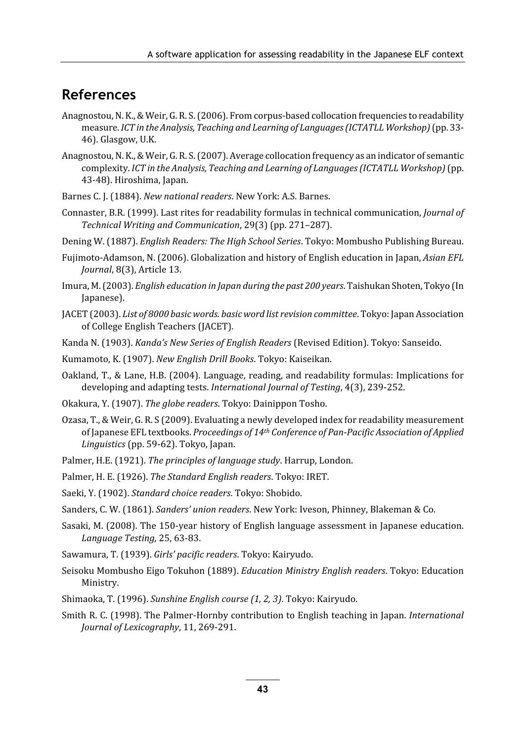## References

Anagnostou, N. K., & Weir, G. R. S. (2006). From corpus-based collocation frequencies to readability measure. *ICT in the Analysis, Teaching and Learning of Languages (ICTATLL Workshop)* (pp. 33-46). Glasgow, U.K.

Anagnostou, N. K., & Weir, G. R. S. (2007). Average collocation frequency as an indicator of semantic complexity. *ICT in the Analysis, Teaching and Learning of Languages (ICTATLL Workshop)* (pp. 43-48). Hiroshima, Japan.

Barnes C. J. (1884). *New national readers*. New York: A.S. Barnes.

Connaster, B.R. (1999). Last rites for readability formulas in technical communication, *Journal of Technical Writing and Communication*, 29(3) (pp. 271–287).

Dening W. (1887). *English Readers: The High School Series*. Tokyo: Mombusho Publishing Bureau.

Fujimoto-Adamson, N. (2006). Globalization and history of English education in Japan, *Asian EFL Journal*, 8(3), Article 13.

Imura, M. (2003). *English education in Japan during the past 200 years*. Taishukan Shoten, Tokyo (In Japanese).

JACET (2003). *List of 8000 basic words. basic word list revision committee*. Tokyo: Japan Association of College English Teachers (JACET).

Kanda N. (1903). *Kanda's New Series of English Readers* (Revised Edition). Tokyo: Sanseido.

Kumamoto, K. (1907). *New English Drill Books*. Tokyo: Kaiseikan.

Oakland, T., & Lane, H.B. (2004). Language, reading, and readability formulas: Implications for developing and adapting tests. *International Journal of Testing*, 4(3), 239-252.

Okakura, Y. (1907). *The globe readers*. Tokyo: Dainippon Tosho.

Ozasa, T., & Weir, G. R. S (2009). Evaluating a newly developed index for readability measurement of Japanese EFL textbooks. *Proceedings of 14th Conference of Pan-Pacific Association of Applied Linguistics* (pp. 59-62). Tokyo, Japan.

Palmer, H.E. (1921). *The principles of language study*. Harrup, London.

Palmer, H. E. (1926). *The Standard English readers*. Tokyo: IRET.

Saeki, Y. (1902). *Standard choice readers*. Tokyo: Shobido.

Sanders, C. W. (1861). *Sanders' union readers*. New York: Iveson, Phinney, Blakeman & Co.

Sasaki, M. (2008). The 150-year history of English language assessment in Japanese education. *Language Testing,* 25, 63-83.

Sawamura, T. (1939). *Girls' pacific readers*. Tokyo: Kairyudo.

Seisoku Mombusho Eigo Tokuhon (1889). *Education Ministry English readers*. Tokyo: Education Ministry.

Shimaoka, T. (1996). *Sunshine English course (1, 2, 3)*. Tokyo: Kairyudo.

Smith R. C. (1998). The Palmer-Hornby contribution to English teaching in Japan. *International Journal of Lexicography*, 11, 269-291.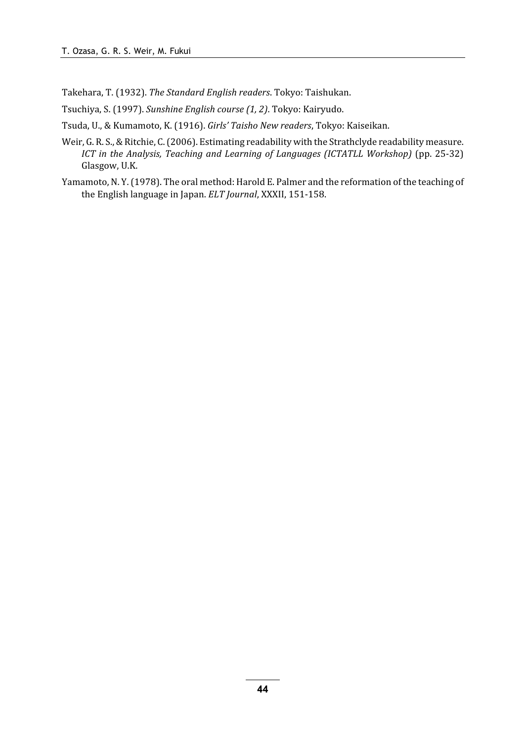Takehara, T. (1932). *The Standard English readers*. Tokyo: Taishukan.

Tsuchiya, S. (1997). *Sunshine English course (1, 2)*. Tokyo: Kairyudo.

Tsuda, U., & Kumamoto, K. (1916). *Girls' Taisho New readers*, Tokyo: Kaiseikan.

Weir, G. R. S., & Ritchie, C. (2006). Estimating readability with the Strathclyde readability measure. *ICT in the Analysis, Teaching and Learning of Languages (ICTATLL Workshop)* (pp. 25-32) Glasgow, U.K.

Yamamoto, N. Y. (1978). The oral method: Harold E. Palmer and the reformation of the teaching of the English language in Japan. *ELT Journal*, XXXII, 151-158.